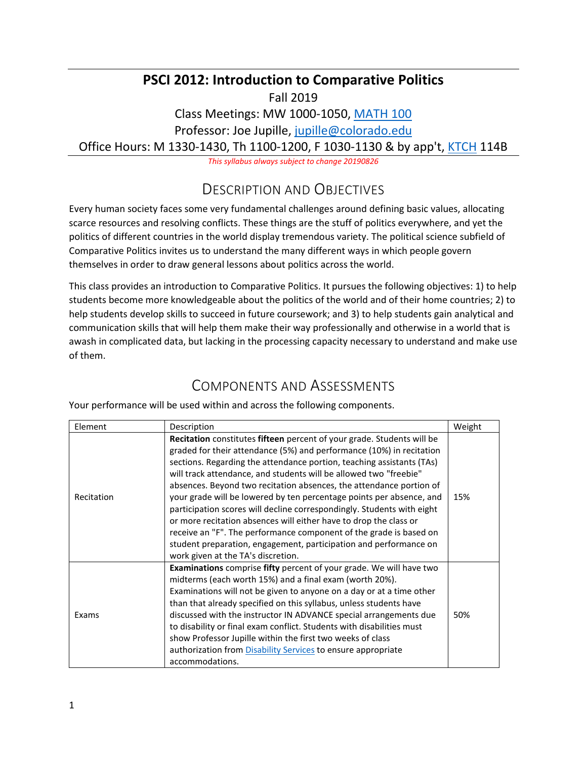# PSCI 2012: Introduction to Comparative Politics

Fall 2019

Class Meetings: MW 1000-1050, MATH 100

Professor: Joe Jupille, jupille@colorado.edu

Office Hours: M 1330-1430, Th 1100-1200, F 1030-1130 & by app't, KTCH 114B

*This syllabus always subject to change 20190826*

## Description and Objectives

Every human society faces some very fundamental challenges around defining basic values, allocating scarce resources and resolving conflicts. These things are the stuff of politics everywhere, and yet the politics of different countries in the world display tremendous variety. The political science subfield of Comparative Politics invites us to understand the many different ways in which people govern themselves in order to draw general lessons about politics across the world.

This class provides an introduction to Comparative Politics. It pursues the following objectives: 1) to help students become more knowledgeable about the politics of the world and of their home countries; 2) to help students develop skills to succeed in future coursework; and 3) to help students gain analytical and communication skills that will help them make their way professionally and otherwise in a world that is awash in complicated data, but lacking in the processing capacity necessary to understand and make use of them.

## Components and Assessments

Your performance will be used within and across the following components.

| Element | Description | Weight |
|---|---|---|
| Recitation | **Recitation** constitutes **fifteen** percent of your grade. Students will be graded for their attendance (5%) and performance (10%) in recitation sections. Regarding the attendance portion, teaching assistants (TAs) will track attendance, and students will be allowed two "freebie" absences. Beyond two recitation absences, the attendance portion of your grade will be lowered by ten percentage points per absence, and participation scores will decline correspondingly. Students with eight or more recitation absences will either have to drop the class or receive an "F". The performance component of the grade is based on student preparation, engagement, participation and performance on work given at the TA's discretion. | 15% |
| Exams | **Examinations** comprise **fifty** percent of your grade. We will have two midterms (each worth 15%) and a final exam (worth 20%). Examinations will not be given to anyone on a day or at a time other than that already specified on this syllabus, unless students have discussed with the instructor IN ADVANCE special arrangements due to disability or final exam conflict. Students with disabilities must show Professor Jupille within the first two weeks of class authorization from Disability Services to ensure appropriate accommodations. | 50% |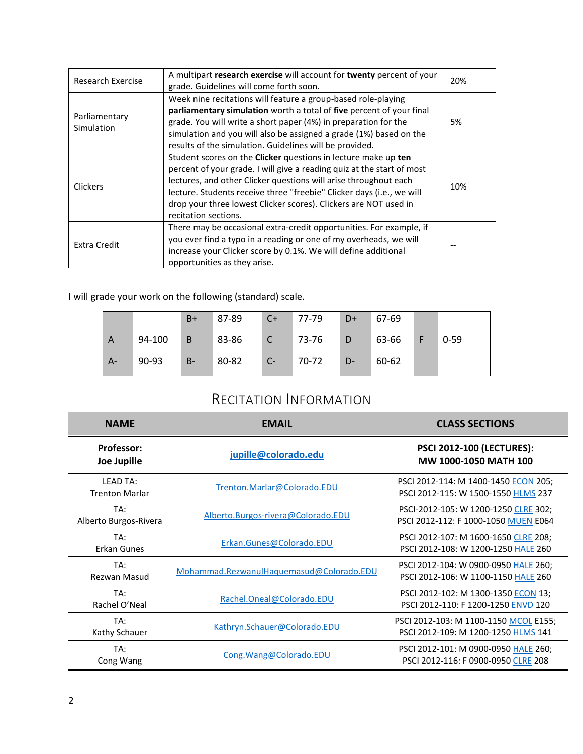| Research Exercise | A multipart **research exercise** will account for **twenty** percent of your grade. Guidelines will come forth soon. | 20% |
|---|---|---|
| Parliamentary Simulation | Week nine recitations will feature a group-based role-playing **parliamentary simulation** worth a total of **five** percent of your final grade. You will write a short paper (4%) in preparation for the simulation and you will also be assigned a grade (1%) based on the results of the simulation. Guidelines will be provided. | 5% |
| Clickers | Student scores on the **Clicker** questions in lecture make up **ten** percent of your grade. I will give a reading quiz at the start of most lectures, and other Clicker questions will arise throughout each lecture. Students receive three "freebie" Clicker days (i.e., we will drop your three lowest Clicker scores). Clickers are NOT used in recitation sections. | 10% |
| Extra Credit | There may be occasional extra-credit opportunities. For example, if you ever find a typo in a reading or one of my overheads, we will increase your Clicker score by 0.1%. We will define additional opportunities as they arise. | -- |

I will grade your work on the following (standard) scale.

| | | B+ | 87-89 | C+ | 77-79 | D+ | 67-69 | | |
|---|---|---|---|---|---|---|---|---|---|
| A | 94-100 | B | 83-86 | C | 73-76 | D | 63-66 | F | 0-59 |
| A- | 90-93 | B- | 80-82 | C- | 70-72 | D- | 60-62 | | |

## Recitation Information

| NAME | EMAIL | CLASS SECTIONS |
|---|---|---|
| **Professor: Joe Jupille** | **jupille@colorado.edu** | **PSCI 2012-100 (LECTURES): MW 1000-1050 MATH 100** |
| LEAD TA: Trenton Marlar | Trenton.Marlar@Colorado.EDU | PSCI 2012-114: M 1400-1450 ECON 205; PSCI 2012-115: W 1500-1550 HLMS 237 |
| TA: Alberto Burgos-Rivera | Alberto.Burgos-rivera@Colorado.EDU | PSCI-2012-105: W 1200-1250 CLRE 302; PSCI 2012-112: F 1000-1050 MUEN E064 |
| TA: Erkan Gunes | Erkan.Gunes@Colorado.EDU | PSCI 2012-107: M 1600-1650 CLRE 208; PSCI 2012-108: W 1200-1250 HALE 260 |
| TA: Rezwan Masud | Mohammad.RezwanulHaquemasud@Colorado.EDU | PSCI 2012-104: W 0900-0950 HALE 260; PSCI 2012-106: W 1100-1150 HALE 260 |
| TA: Rachel O'Neal | Rachel.Oneal@Colorado.EDU | PSCI 2012-102: M 1300-1350 ECON 13; PSCI 2012-110: F 1200-1250 ENVD 120 |
| TA: Kathy Schauer | Kathryn.Schauer@Colorado.EDU | PSCI 2012-103: M 1100-1150 MCOL E155; PSCI 2012-109: M 1200-1250 HLMS 141 |
| TA: Cong Wang | Cong.Wang@Colorado.EDU | PSCI 2012-101: M 0900-0950 HALE 260; PSCI 2012-116: F 0900-0950 CLRE 208 |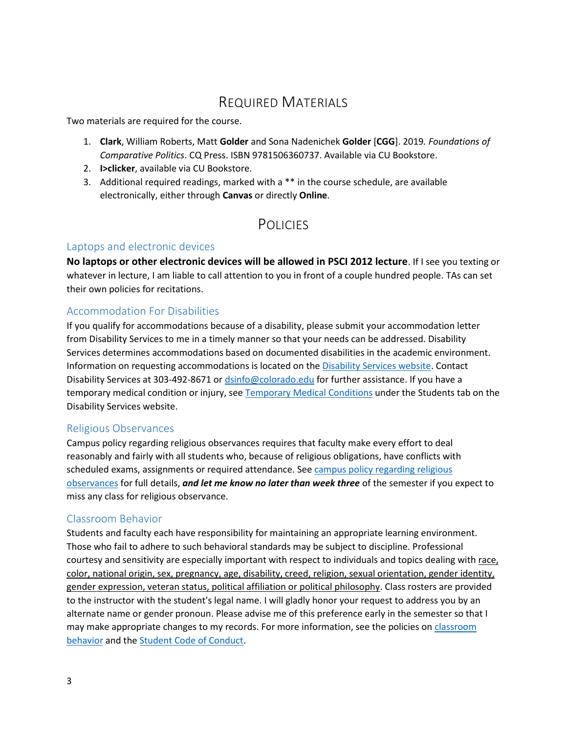# Required Materials

Two materials are required for the course.

1. **Clark**, William Roberts, Matt **Golder** and Sona Nadenichek **Golder** [**CGG**]. 2019. *Foundations of Comparative Politics*. CQ Press. ISBN 9781506360737. Available via CU Bookstore.
2. **I>clicker**, available via CU Bookstore.
3. Additional required readings, marked with a ** in the course schedule, are available electronically, either through **Canvas** or directly **Online**.

# Policies

## Laptops and electronic devices

**No laptops or other electronic devices will be allowed in PSCI 2012 lecture**. If I see you texting or whatever in lecture, I am liable to call attention to you in front of a couple hundred people. TAs can set their own policies for recitations.

## Accommodation For Disabilities

If you qualify for accommodations because of a disability, please submit your accommodation letter from Disability Services to me in a timely manner so that your needs can be addressed. Disability Services determines accommodations based on documented disabilities in the academic environment. Information on requesting accommodations is located on the Disability Services website. Contact Disability Services at 303-492-8671 or dsinfo@colorado.edu for further assistance. If you have a temporary medical condition or injury, see Temporary Medical Conditions under the Students tab on the Disability Services website.

## Religious Observances

Campus policy regarding religious observances requires that faculty make every effort to deal reasonably and fairly with all students who, because of religious obligations, have conflicts with scheduled exams, assignments or required attendance. See campus policy regarding religious observances for full details, ***and let me know no later than week three*** of the semester if you expect to miss any class for religious observance.

## Classroom Behavior

Students and faculty each have responsibility for maintaining an appropriate learning environment. Those who fail to adhere to such behavioral standards may be subject to discipline. Professional courtesy and sensitivity are especially important with respect to individuals and topics dealing with race, color, national origin, sex, pregnancy, age, disability, creed, religion, sexual orientation, gender identity, gender expression, veteran status, political affiliation or political philosophy. Class rosters are provided to the instructor with the student's legal name. I will gladly honor your request to address you by an alternate name or gender pronoun. Please advise me of this preference early in the semester so that I may make appropriate changes to my records. For more information, see the policies on classroom behavior and the Student Code of Conduct.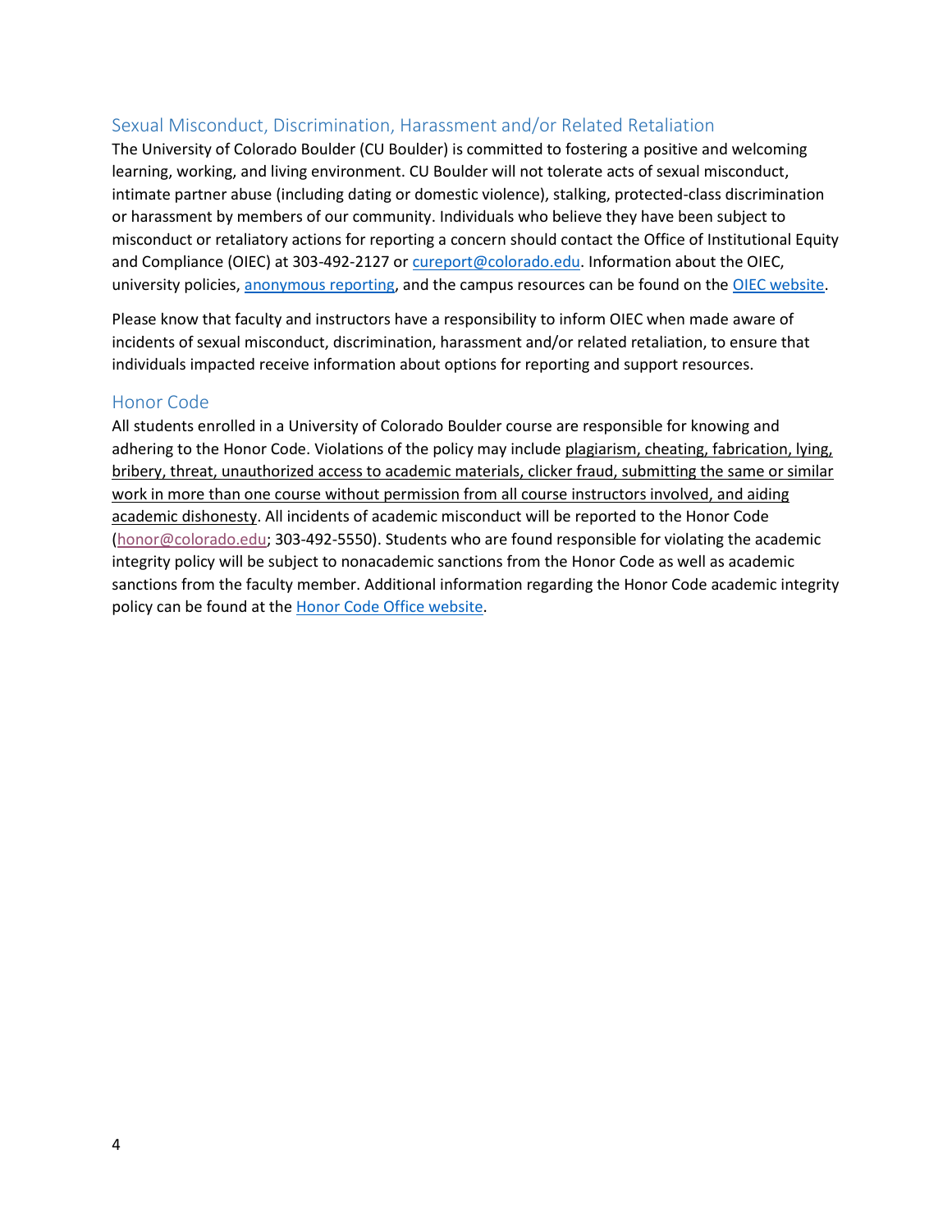## Sexual Misconduct, Discrimination, Harassment and/or Related Retaliation

The University of Colorado Boulder (CU Boulder) is committed to fostering a positive and welcoming learning, working, and living environment. CU Boulder will not tolerate acts of sexual misconduct, intimate partner abuse (including dating or domestic violence), stalking, protected-class discrimination or harassment by members of our community. Individuals who believe they have been subject to misconduct or retaliatory actions for reporting a concern should contact the Office of Institutional Equity and Compliance (OIEC) at 303-492-2127 or cureport@colorado.edu. Information about the OIEC, university policies, anonymous reporting, and the campus resources can be found on the OIEC website.

Please know that faculty and instructors have a responsibility to inform OIEC when made aware of incidents of sexual misconduct, discrimination, harassment and/or related retaliation, to ensure that individuals impacted receive information about options for reporting and support resources.

## Honor Code

All students enrolled in a University of Colorado Boulder course are responsible for knowing and adhering to the Honor Code. Violations of the policy may include plagiarism, cheating, fabrication, lying, bribery, threat, unauthorized access to academic materials, clicker fraud, submitting the same or similar work in more than one course without permission from all course instructors involved, and aiding academic dishonesty. All incidents of academic misconduct will be reported to the Honor Code (honor@colorado.edu; 303-492-5550). Students who are found responsible for violating the academic integrity policy will be subject to nonacademic sanctions from the Honor Code as well as academic sanctions from the faculty member. Additional information regarding the Honor Code academic integrity policy can be found at the Honor Code Office website.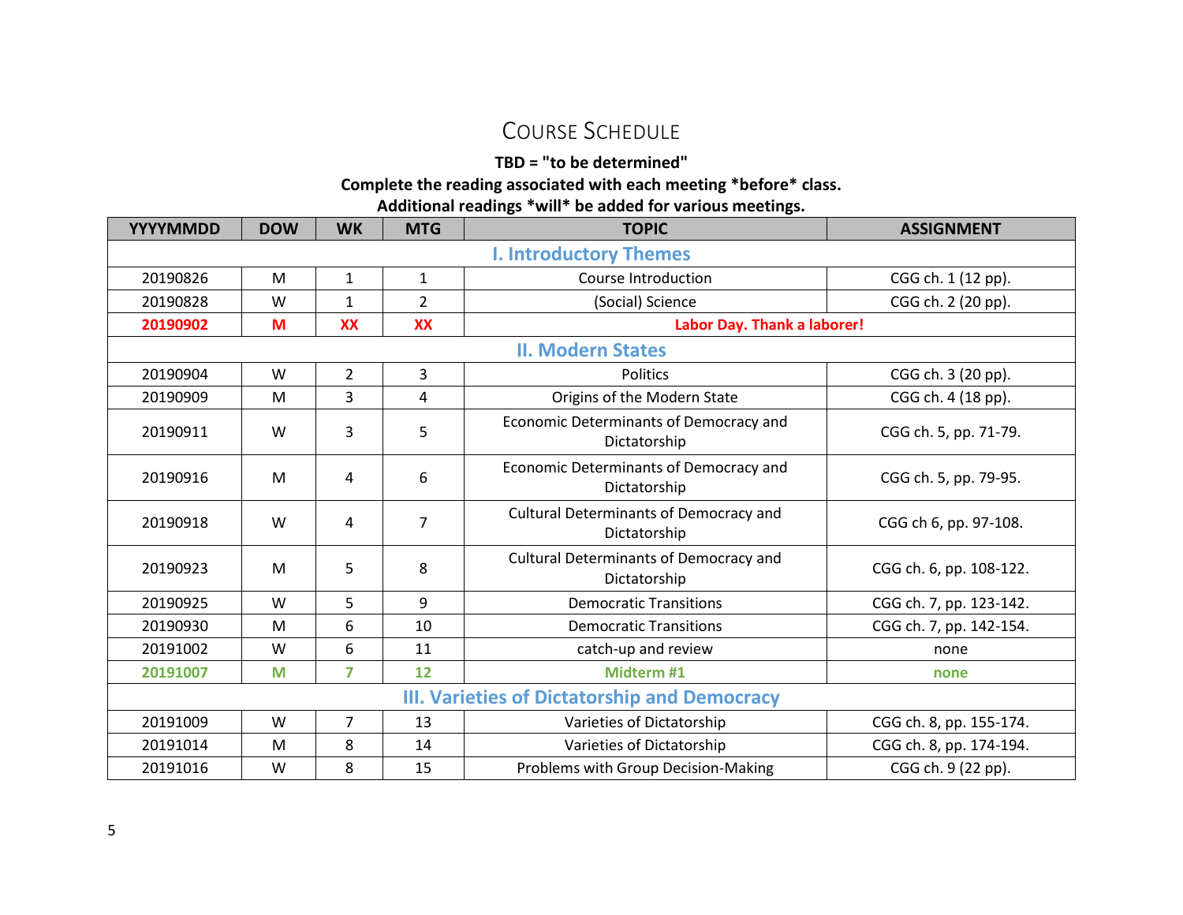# Course Schedule

**TBD = "to be determined"**

**Complete the reading associated with each meeting *before* class.**

**Additional readings *will* be added for various meetings.**

| YYYYMMDD | DOW | WK | MTG | TOPIC | ASSIGNMENT |
|---|---|---|---|---|---|
| **I. Introductory Themes** | | | | | |
| 20190826 | M | 1 | 1 | Course Introduction | CGG ch. 1 (12 pp). |
| 20190828 | W | 1 | 2 | (Social) Science | CGG ch. 2 (20 pp). |
| **20190902** | **M** | **XX** | **XX** | **Labor Day. Thank a laborer!** | |
| **II. Modern States** | | | | | |
| 20190904 | W | 2 | 3 | Politics | CGG ch. 3 (20 pp). |
| 20190909 | M | 3 | 4 | Origins of the Modern State | CGG ch. 4 (18 pp). |
| 20190911 | W | 3 | 5 | Economic Determinants of Democracy and Dictatorship | CGG ch. 5, pp. 71-79. |
| 20190916 | M | 4 | 6 | Economic Determinants of Democracy and Dictatorship | CGG ch. 5, pp. 79-95. |
| 20190918 | W | 4 | 7 | Cultural Determinants of Democracy and Dictatorship | CGG ch 6, pp. 97-108. |
| 20190923 | M | 5 | 8 | Cultural Determinants of Democracy and Dictatorship | CGG ch. 6, pp. 108-122. |
| 20190925 | W | 5 | 9 | Democratic Transitions | CGG ch. 7, pp. 123-142. |
| 20190930 | M | 6 | 10 | Democratic Transitions | CGG ch. 7, pp. 142-154. |
| 20191002 | W | 6 | 11 | catch-up and review | none |
| **20191007** | **M** | **7** | **12** | **Midterm #1** | **none** |
| **III. Varieties of Dictatorship and Democracy** | | | | | |
| 20191009 | W | 7 | 13 | Varieties of Dictatorship | CGG ch. 8, pp. 155-174. |
| 20191014 | M | 8 | 14 | Varieties of Dictatorship | CGG ch. 8, pp. 174-194. |
| 20191016 | W | 8 | 15 | Problems with Group Decision-Making | CGG ch. 9 (22 pp). |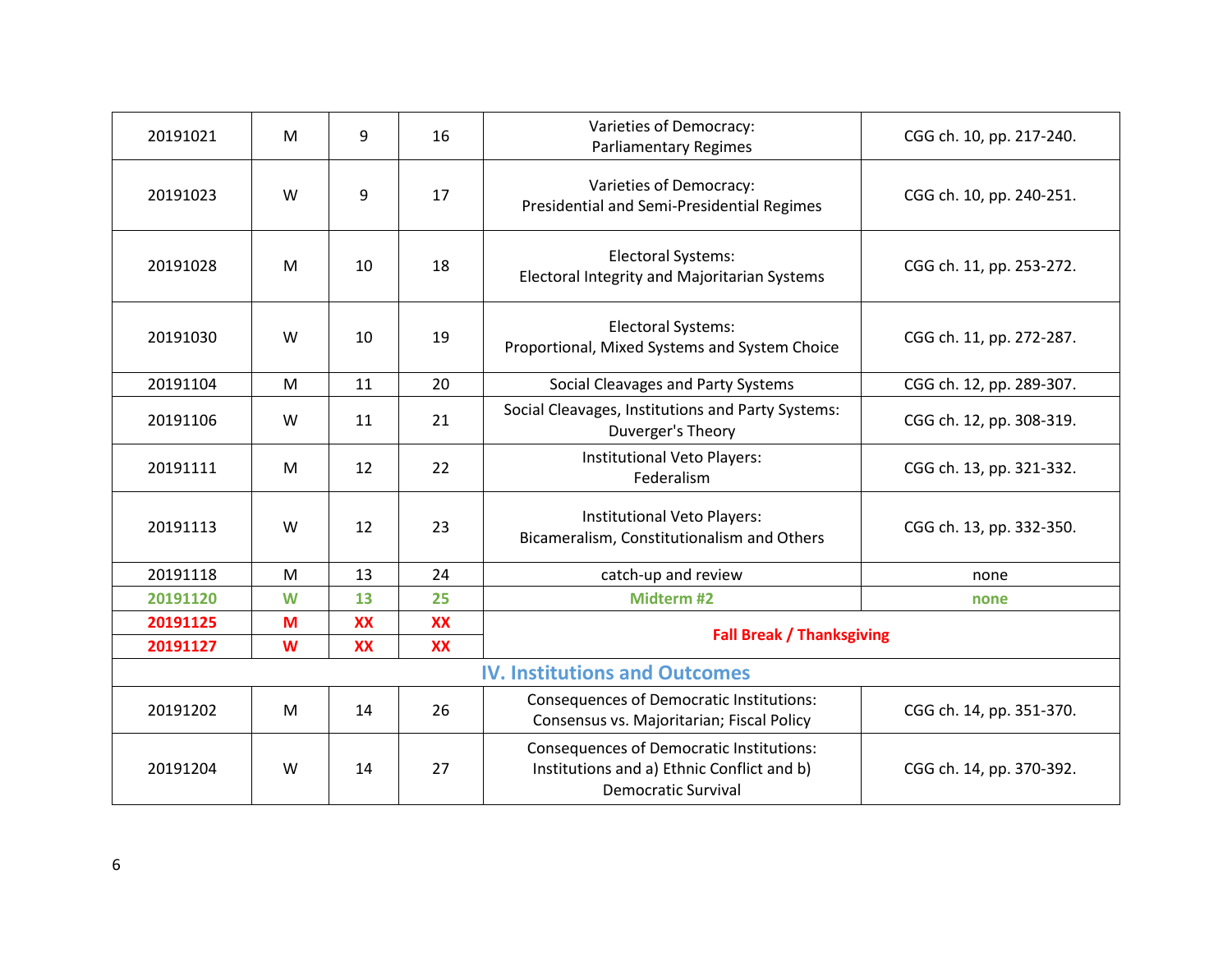| | | | | | |
|---|---|---|---|---|---|
| 20191021 | M | 9 | 16 | Varieties of Democracy: Parliamentary Regimes | CGG ch. 10, pp. 217-240. |
| 20191023 | W | 9 | 17 | Varieties of Democracy: Presidential and Semi-Presidential Regimes | CGG ch. 10, pp. 240-251. |
| 20191028 | M | 10 | 18 | Electoral Systems: Electoral Integrity and Majoritarian Systems | CGG ch. 11, pp. 253-272. |
| 20191030 | W | 10 | 19 | Electoral Systems: Proportional, Mixed Systems and System Choice | CGG ch. 11, pp. 272-287. |
| 20191104 | M | 11 | 20 | Social Cleavages and Party Systems | CGG ch. 12, pp. 289-307. |
| 20191106 | W | 11 | 21 | Social Cleavages, Institutions and Party Systems: Duverger's Theory | CGG ch. 12, pp. 308-319. |
| 20191111 | M | 12 | 22 | Institutional Veto Players: Federalism | CGG ch. 13, pp. 321-332. |
| 20191113 | W | 12 | 23 | Institutional Veto Players: Bicameralism, Constitutionalism and Others | CGG ch. 13, pp. 332-350. |
| 20191118 | M | 13 | 24 | catch-up and review | none |
| **20191120** | **W** | **13** | **25** | **Midterm #2** | **none** |
| **20191125** | **M** | **XX** | **XX** | **Fall Break / Thanksgiving** | |
| **20191127** | **W** | **XX** | **XX** | | |
| **IV. Institutions and Outcomes** | | | | | |
| 20191202 | M | 14 | 26 | Consequences of Democratic Institutions: Consensus vs. Majoritarian; Fiscal Policy | CGG ch. 14, pp. 351-370. |
| 20191204 | W | 14 | 27 | Consequences of Democratic Institutions: Institutions and a) Ethnic Conflict and b) Democratic Survival | CGG ch. 14, pp. 370-392. |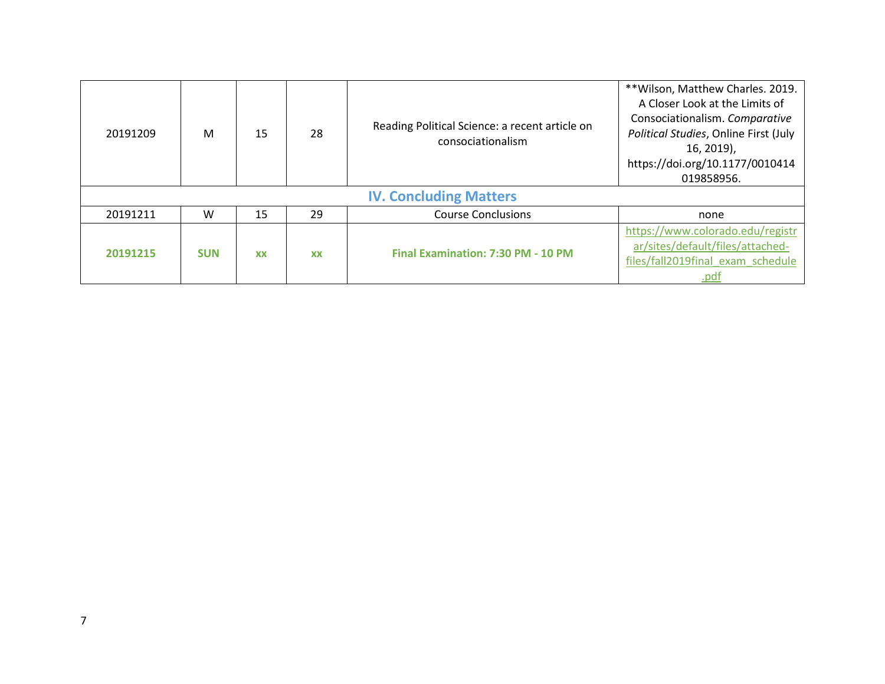| | | | | | |
|---|---|---|---|---|---|
| 20191209 | M | 15 | 28 | Reading Political Science: a recent article on consociationalism | **Wilson, Matthew Charles. 2019. A Closer Look at the Limits of Consociationalism. *Comparative Political Studies*, Online First (July 16, 2019), https://doi.org/10.1177/0010414019858956. |
| **IV. Concluding Matters** | | | | | |
| 20191211 | W | 15 | 29 | Course Conclusions | none |
| **20191215** | **SUN** | **xx** | **xx** | **Final Examination: 7:30 PM - 10 PM** | https://www.colorado.edu/registrar/sites/default/files/attached-files/fall2019final_exam_schedule.pdf |